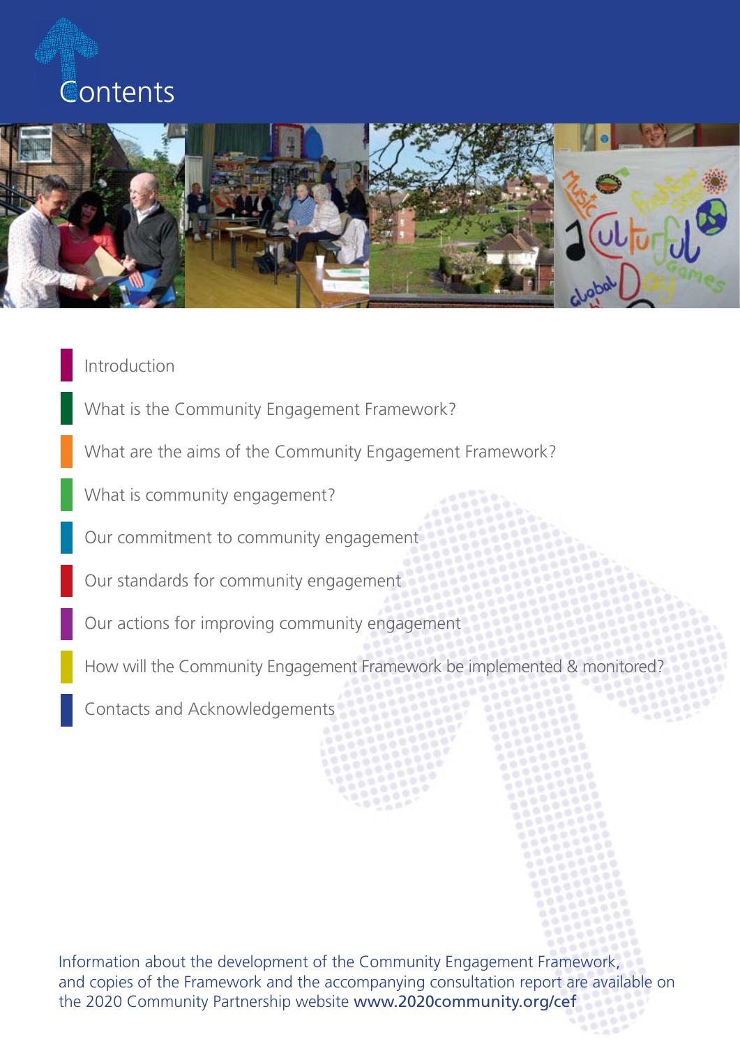# Contents

- Introduction
- What is the Community Engagement Framework?
- What are the aims of the Community Engagement Framework?
- What is community engagement?
- Our commitment to community engagement
- Our standards for community engagement
- Our actions for improving community engagement
- How will the Community Engagement Framework be implemented & monitored?
- Contacts and Acknowledgements

Information about the development of the Community Engagement Framework, and copies of the Framework and the accompanying consultation report are available on the 2020 Community Partnership website **www.2020community.org/cef**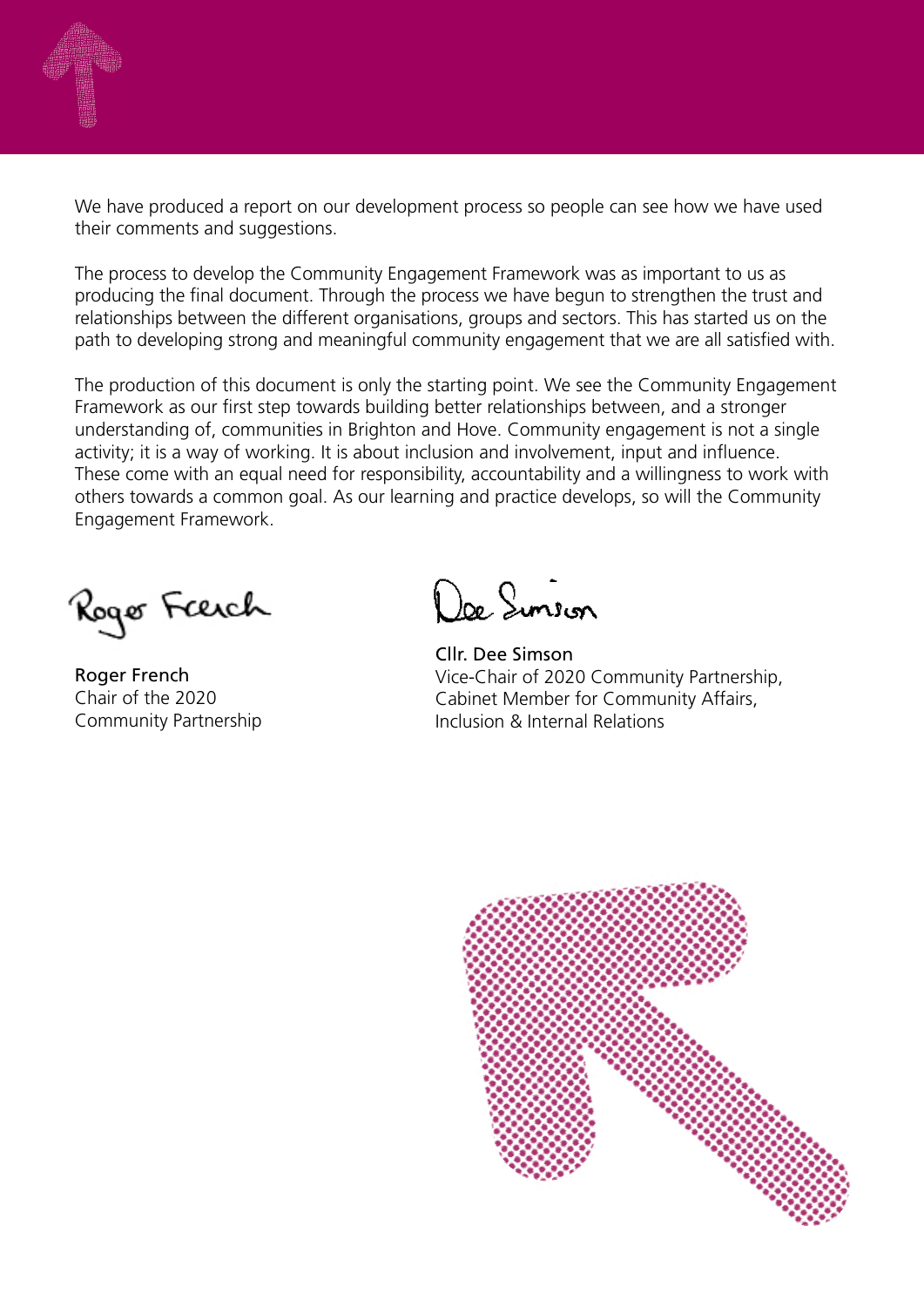We have produced a report on our development process so people can see how we have used their comments and suggestions.

The process to develop the Community Engagement Framework was as important to us as producing the final document. Through the process we have begun to strengthen the trust and relationships between the different organisations, groups and sectors. This has started us on the path to developing strong and meaningful community engagement that we are all satisfied with.

The production of this document is only the starting point. We see the Community Engagement Framework as our first step towards building better relationships between, and a stronger understanding of, communities in Brighton and Hove. Community engagement is not a single activity; it is a way of working. It is about inclusion and involvement, input and influence. These come with an equal need for responsibility, accountability and a willingness to work with others towards a common goal. As our learning and practice develops, so will the Community Engagement Framework.

Roger French
Chair of the 2020
Community Partnership

Cllr. Dee Simson
Vice-Chair of 2020 Community Partnership,
Cabinet Member for Community Affairs,
Inclusion & Internal Relations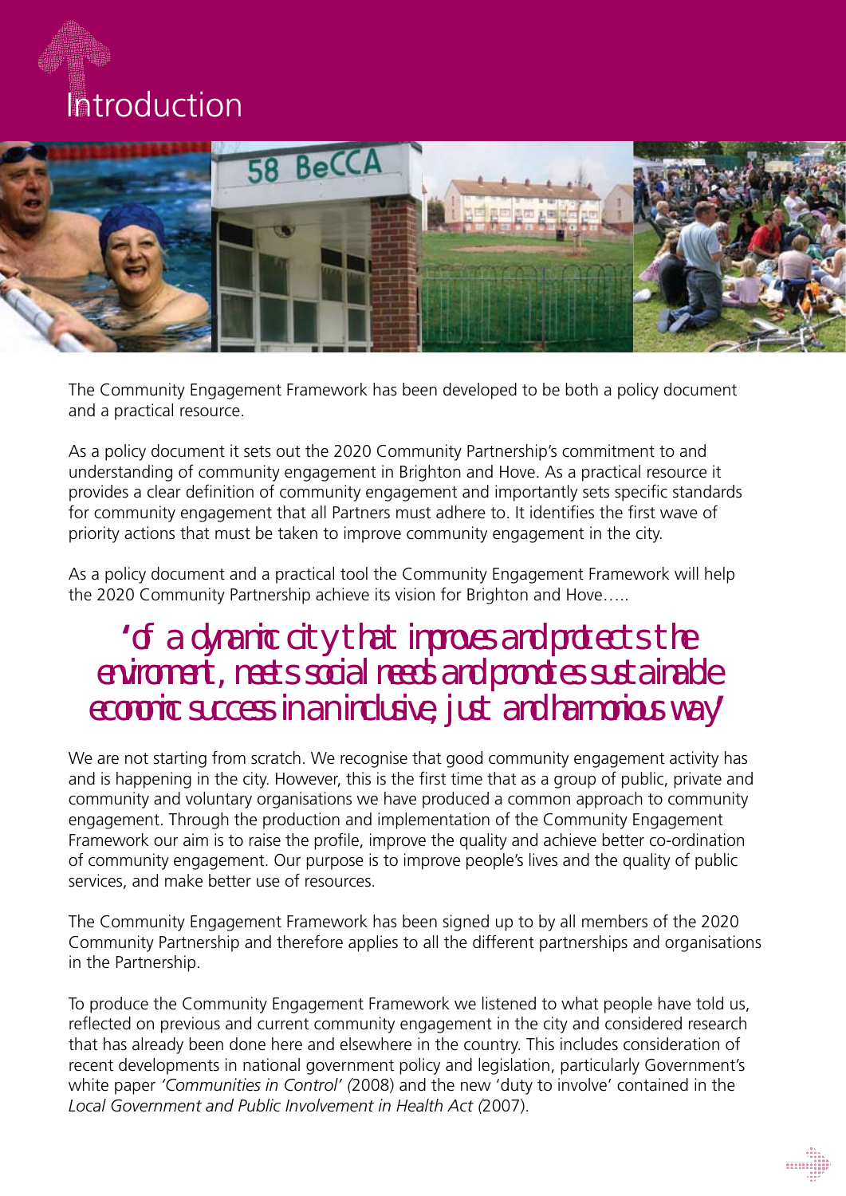# Introduction

The Community Engagement Framework has been developed to be both a policy document and a practical resource.

As a policy document it sets out the 2020 Community Partnership's commitment to and understanding of community engagement in Brighton and Hove. As a practical resource it provides a clear definition of community engagement and importantly sets specific standards for community engagement that all Partners must adhere to. It identifies the first wave of priority actions that must be taken to improve community engagement in the city.

As a policy document and a practical tool the Community Engagement Framework will help the 2020 Community Partnership achieve its vision for Brighton and Hove…..

> 'of a dynamic city that improves and protects the environment, meets social needs and promotes sustainable economic success in an inclusive, just and harmonious way'

We are not starting from scratch. We recognise that good community engagement activity has and is happening in the city. However, this is the first time that as a group of public, private and community and voluntary organisations we have produced a common approach to community engagement. Through the production and implementation of the Community Engagement Framework our aim is to raise the profile, improve the quality and achieve better co-ordination of community engagement. Our purpose is to improve people's lives and the quality of public services, and make better use of resources.

The Community Engagement Framework has been signed up to by all members of the 2020 Community Partnership and therefore applies to all the different partnerships and organisations in the Partnership.

To produce the Community Engagement Framework we listened to what people have told us, reflected on previous and current community engagement in the city and considered research that has already been done here and elsewhere in the country. This includes consideration of recent developments in national government policy and legislation, particularly Government's white paper *'Communities in Control' (*2008) and the new 'duty to involve' contained in the *Local Government and Public Involvement in Health Act (*2007).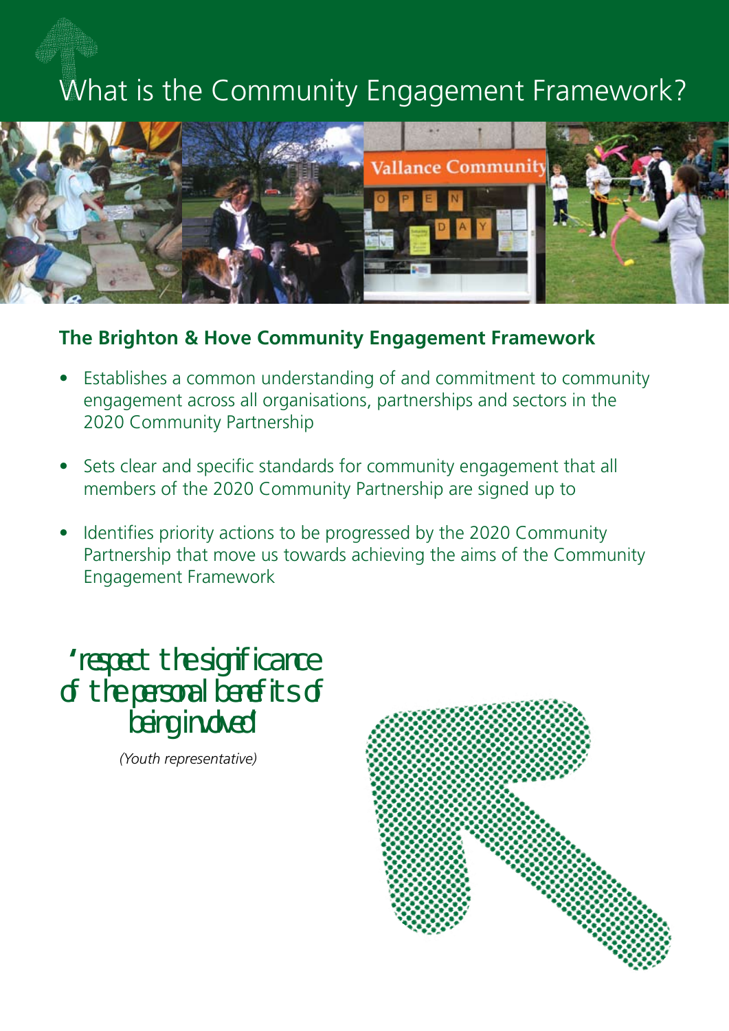# What is the Community Engagement Framework?

## The Brighton & Hove Community Engagement Framework

- Establishes a common understanding of and commitment to community engagement across all organisations, partnerships and sectors in the 2020 Community Partnership
- Sets clear and specific standards for community engagement that all members of the 2020 Community Partnership are signed up to
- Identifies priority actions to be progressed by the 2020 Community Partnership that move us towards achieving the aims of the Community Engagement Framework

'respect the significance of the personal benefits of being involved'

*(Youth representative)*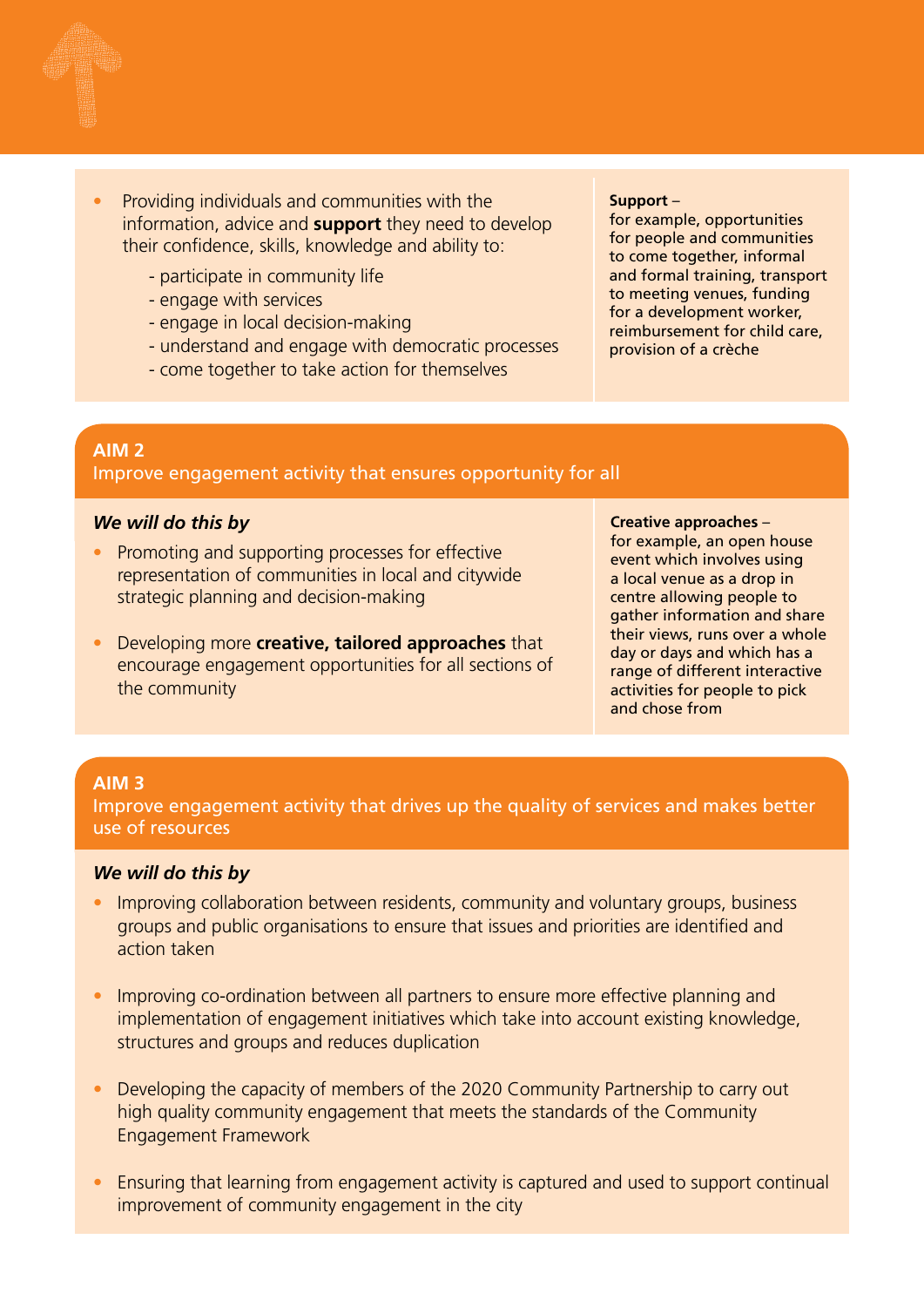- Providing individuals and communities with the information, advice and **support** they need to develop their confidence, skills, knowledge and ability to:
  - participate in community life
  - engage with services
  - engage in local decision-making
  - understand and engage with democratic processes
  - come together to take action for themselves

**Support** – for example, opportunities for people and communities to come together, informal and formal training, transport to meeting venues, funding for a development worker, reimbursement for child care, provision of a crèche

## AIM 2

Improve engagement activity that ensures opportunity for all

***We will do this by***

- Promoting and supporting processes for effective representation of communities in local and citywide strategic planning and decision-making
- Developing more **creative, tailored approaches** that encourage engagement opportunities for all sections of the community

**Creative approaches** – for example, an open house event which involves using a local venue as a drop in centre allowing people to gather information and share their views, runs over a whole day or days and which has a range of different interactive activities for people to pick and chose from

## AIM 3

Improve engagement activity that drives up the quality of services and makes better use of resources

***We will do this by***

- Improving collaboration between residents, community and voluntary groups, business groups and public organisations to ensure that issues and priorities are identified and action taken
- Improving co-ordination between all partners to ensure more effective planning and implementation of engagement initiatives which take into account existing knowledge, structures and groups and reduces duplication
- Developing the capacity of members of the 2020 Community Partnership to carry out high quality community engagement that meets the standards of the Community Engagement Framework
- Ensuring that learning from engagement activity is captured and used to support continual improvement of community engagement in the city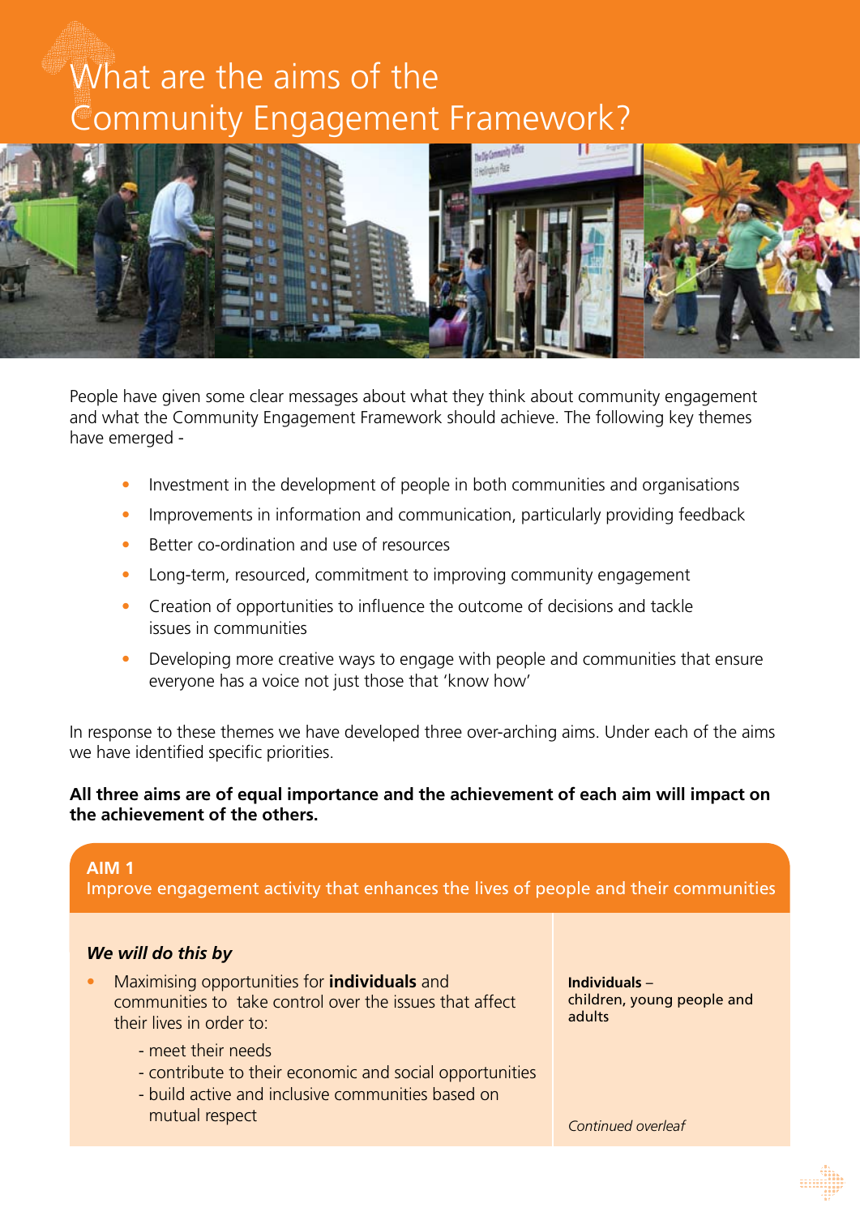# What are the aims of the Community Engagement Framework?

People have given some clear messages about what they think about community engagement and what the Community Engagement Framework should achieve. The following key themes have emerged -

- Investment in the development of people in both communities and organisations
- Improvements in information and communication, particularly providing feedback
- Better co-ordination and use of resources
- Long-term, resourced, commitment to improving community engagement
- Creation of opportunities to influence the outcome of decisions and tackle issues in communities
- Developing more creative ways to engage with people and communities that ensure everyone has a voice not just those that 'know how'

In response to these themes we have developed three over-arching aims. Under each of the aims we have identified specific priorities.

**All three aims are of equal importance and the achievement of each aim will impact on the achievement of the others.**

## AIM 1
Improve engagement activity that enhances the lives of people and their communities

***We will do this by***

- Maximising opportunities for **individuals** and communities to take control over the issues that affect their lives in order to:
  - meet their needs
  - contribute to their economic and social opportunities
  - build active and inclusive communities based on mutual respect

**Individuals** – **children, young people and adults**

*Continued overleaf*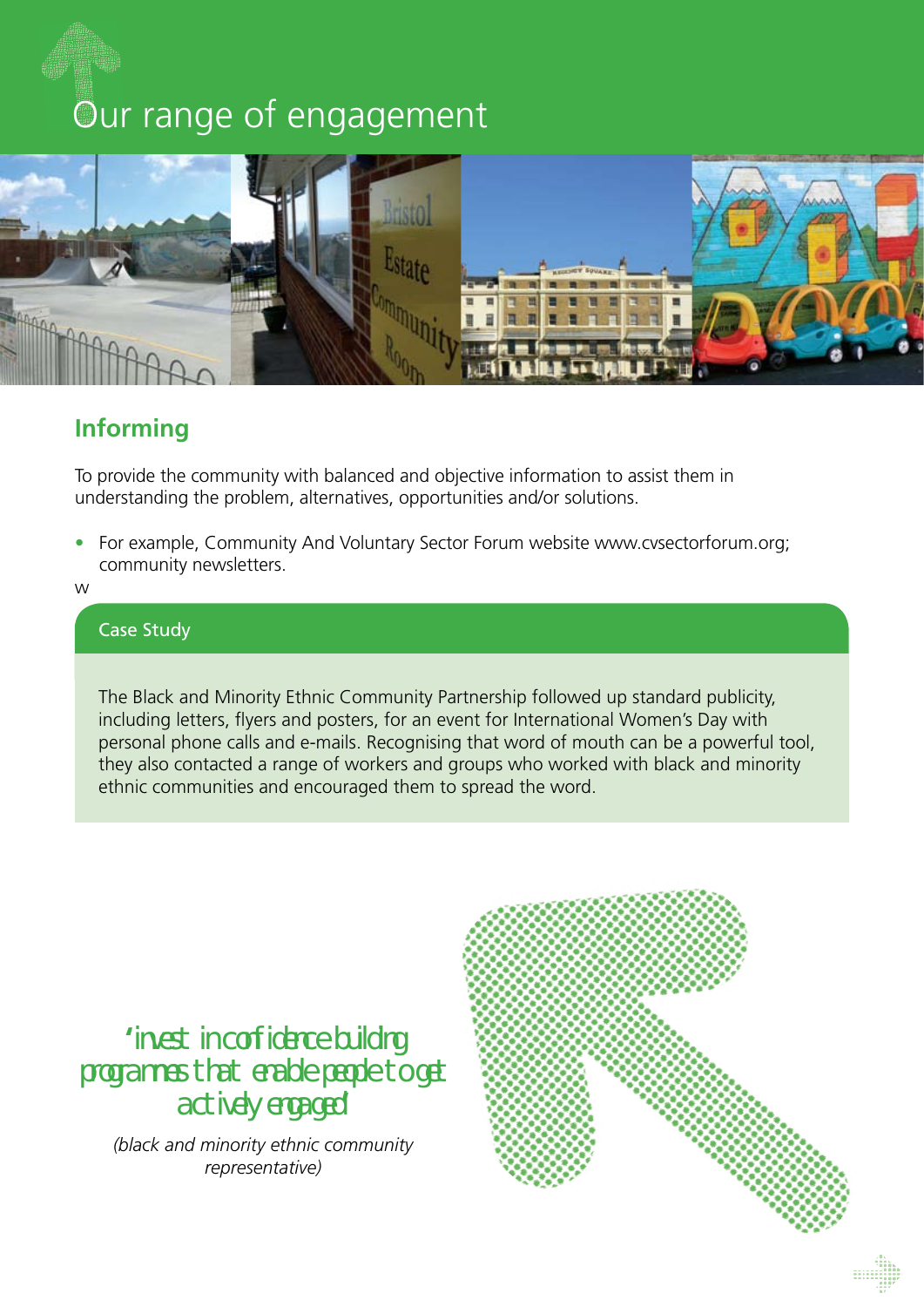# Our range of engagement

## Informing

To provide the community with balanced and objective information to assist them in understanding the problem, alternatives, opportunities and/or solutions.

- For example, Community And Voluntary Sector Forum website www.cvsectorforum.org; community newsletters.

w

### Case Study

The Black and Minority Ethnic Community Partnership followed up standard publicity, including letters, flyers and posters, for an event for International Women's Day with personal phone calls and e-mails. Recognising that word of mouth can be a powerful tool, they also contacted a range of workers and groups who worked with black and minority ethnic communities and encouraged them to spread the word.

'invest in confidence building programmes that enable people to get actively engaged'

*(black and minority ethnic community representative)*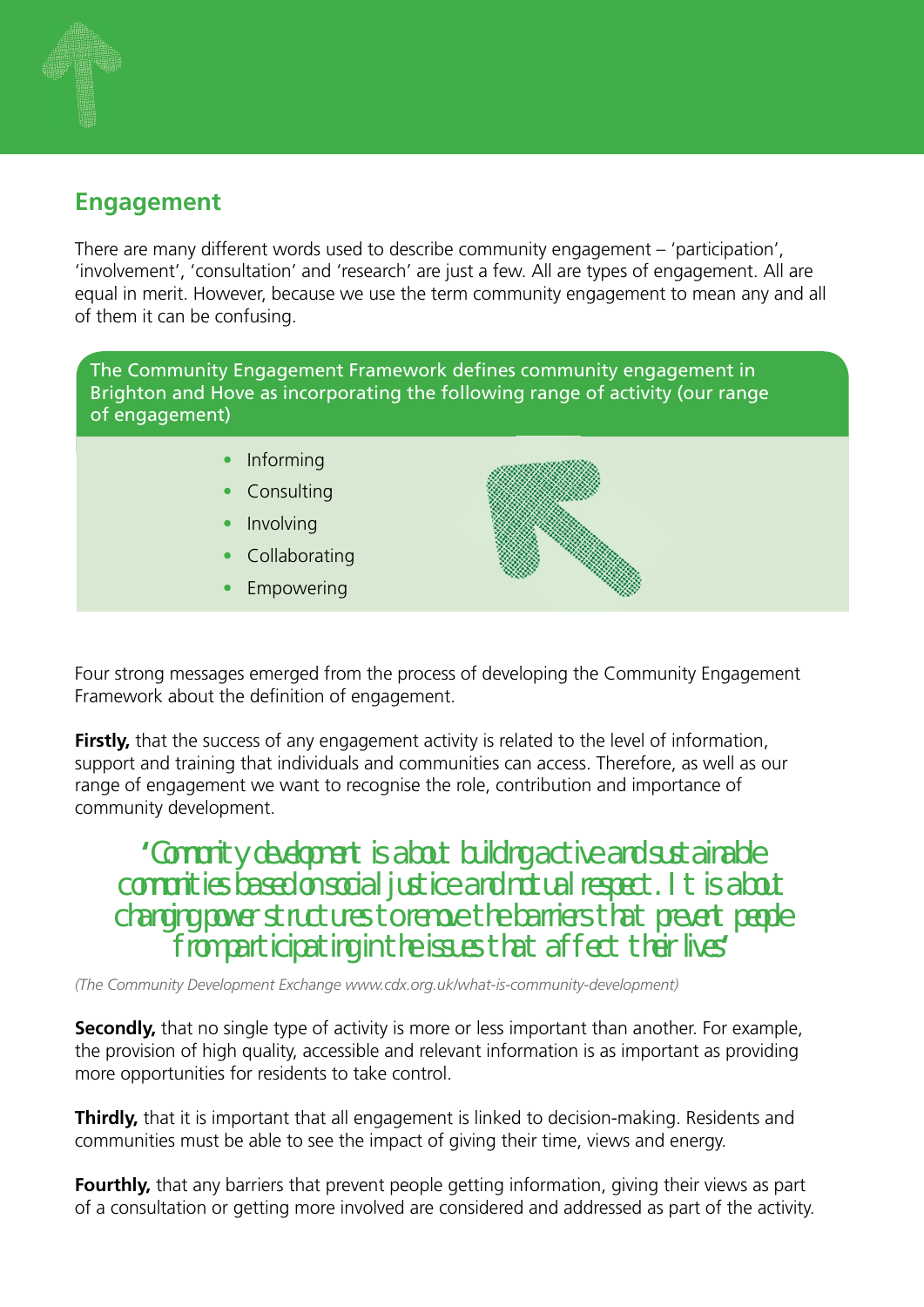## Engagement

There are many different words used to describe community engagement – 'participation', 'involvement', 'consultation' and 'research' are just a few. All are types of engagement. All are equal in merit. However, because we use the term community engagement to mean any and all of them it can be confusing.

The Community Engagement Framework defines community engagement in Brighton and Hove as incorporating the following range of activity (our range of engagement)

- Informing
- Consulting
- Involving
- Collaborating
- Empowering

Four strong messages emerged from the process of developing the Community Engagement Framework about the definition of engagement.

**Firstly,** that the success of any engagement activity is related to the level of information, support and training that individuals and communities can access. Therefore, as well as our range of engagement we want to recognise the role, contribution and importance of community development.

> 'Community development is about building active and sustainable communities based on social justice and mutual respect. It is about changing power structures to remove the barriers that prevent people from participating in the issues that affect their lives'

*(The Community Development Exchange www.cdx.org.uk/what-is-community-development)*

**Secondly,** that no single type of activity is more or less important than another. For example, the provision of high quality, accessible and relevant information is as important as providing more opportunities for residents to take control.

**Thirdly,** that it is important that all engagement is linked to decision-making. Residents and communities must be able to see the impact of giving their time, views and energy.

**Fourthly,** that any barriers that prevent people getting information, giving their views as part of a consultation or getting more involved are considered and addressed as part of the activity.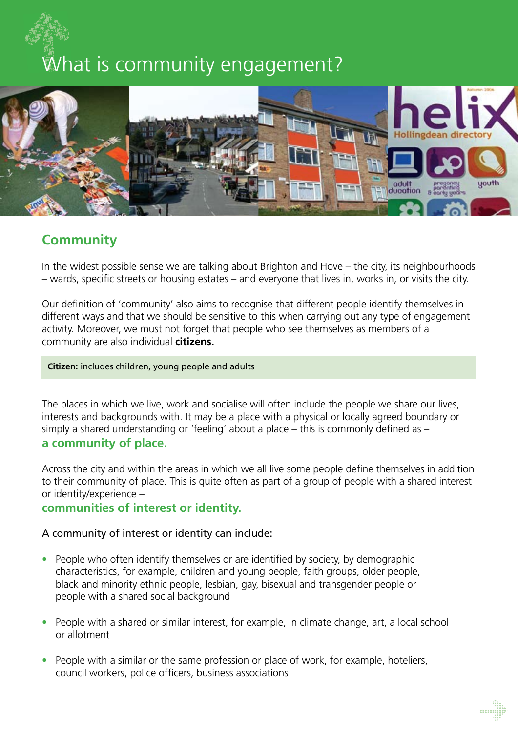# What is community engagement?

## Community

In the widest possible sense we are talking about Brighton and Hove – the city, its neighbourhoods – wards, specific streets or housing estates – and everyone that lives in, works in, or visits the city.

Our definition of 'community' also aims to recognise that different people identify themselves in different ways and that we should be sensitive to this when carrying out any type of engagement activity. Moreover, we must not forget that people who see themselves as members of a community are also individual **citizens.**

> **Citizen:** includes children, young people and adults

The places in which we live, work and socialise will often include the people we share our lives, interests and backgrounds with. It may be a place with a physical or locally agreed boundary or simply a shared understanding or 'feeling' about a place – this is commonly defined as –
**a community of place.**

Across the city and within the areas in which we all live some people define themselves in addition to their community of place. This is quite often as part of a group of people with a shared interest or identity/experience –
**communities of interest or identity.**

A community of interest or identity can include:

- People who often identify themselves or are identified by society, by demographic characteristics, for example, children and young people, faith groups, older people, black and minority ethnic people, lesbian, gay, bisexual and transgender people or people with a shared social background
- People with a shared or similar interest, for example, in climate change, art, a local school or allotment
- People with a similar or the same profession or place of work, for example, hoteliers, council workers, police officers, business associations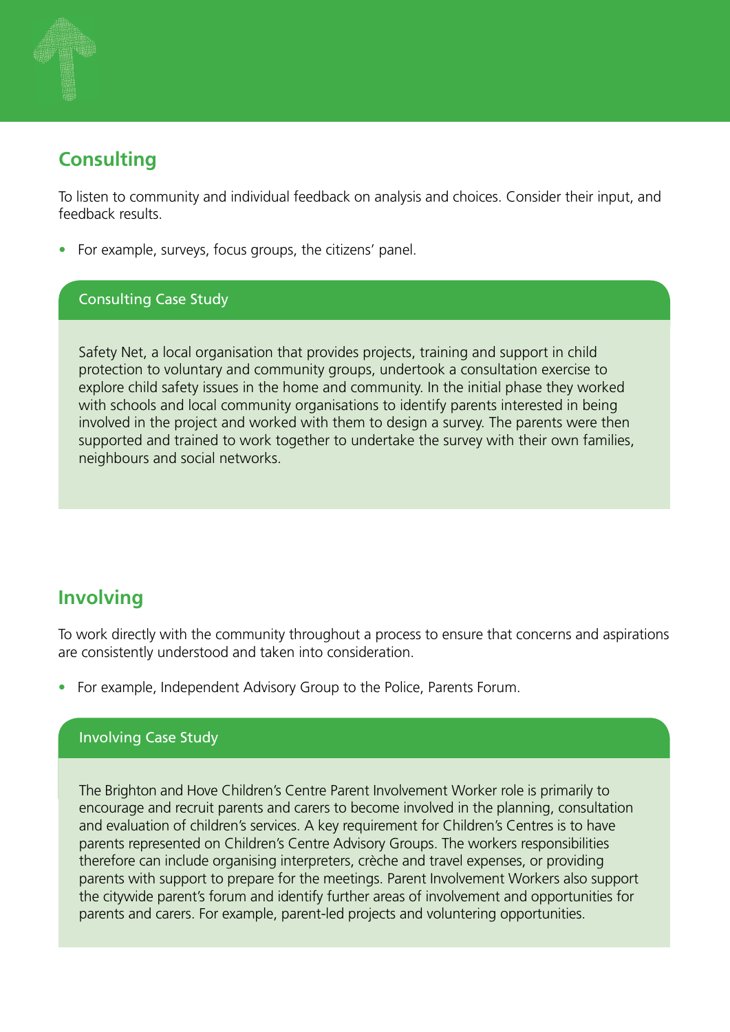## Consulting

To listen to community and individual feedback on analysis and choices. Consider their input, and feedback results.

- For example, surveys, focus groups, the citizens' panel.

### Consulting Case Study

Safety Net, a local organisation that provides projects, training and support in child protection to voluntary and community groups, undertook a consultation exercise to explore child safety issues in the home and community. In the initial phase they worked with schools and local community organisations to identify parents interested in being involved in the project and worked with them to design a survey. The parents were then supported and trained to work together to undertake the survey with their own families, neighbours and social networks.

## Involving

To work directly with the community throughout a process to ensure that concerns and aspirations are consistently understood and taken into consideration.

- For example, Independent Advisory Group to the Police, Parents Forum.

### Involving Case Study

The Brighton and Hove Children's Centre Parent Involvement Worker role is primarily to encourage and recruit parents and carers to become involved in the planning, consultation and evaluation of children's services. A key requirement for Children's Centres is to have parents represented on Children's Centre Advisory Groups. The workers responsibilities therefore can include organising interpreters, crèche and travel expenses, or providing parents with support to prepare for the meetings. Parent Involvement Workers also support the citywide parent's forum and identify further areas of involvement and opportunities for parents and carers. For example, parent-led projects and voluntering opportunities.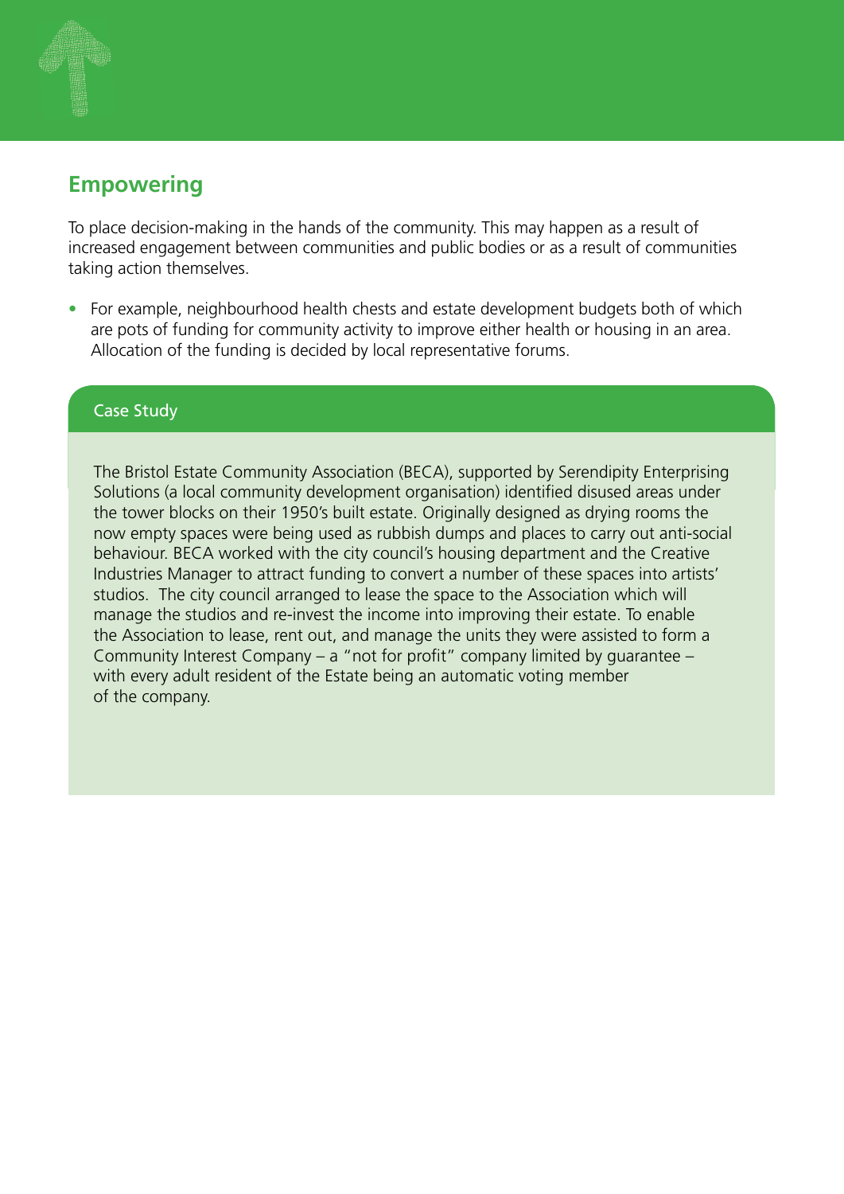## Empowering

To place decision-making in the hands of the community. This may happen as a result of increased engagement between communities and public bodies or as a result of communities taking action themselves.

- For example, neighbourhood health chests and estate development budgets both of which are pots of funding for community activity to improve either health or housing in an area. Allocation of the funding is decided by local representative forums.

### Case Study

The Bristol Estate Community Association (BECA), supported by Serendipity Enterprising Solutions (a local community development organisation) identified disused areas under the tower blocks on their 1950's built estate. Originally designed as drying rooms the now empty spaces were being used as rubbish dumps and places to carry out anti-social behaviour. BECA worked with the city council's housing department and the Creative Industries Manager to attract funding to convert a number of these spaces into artists' studios. The city council arranged to lease the space to the Association which will manage the studios and re-invest the income into improving their estate. To enable the Association to lease, rent out, and manage the units they were assisted to form a Community Interest Company – a "not for profit" company limited by guarantee – with every adult resident of the Estate being an automatic voting member of the company.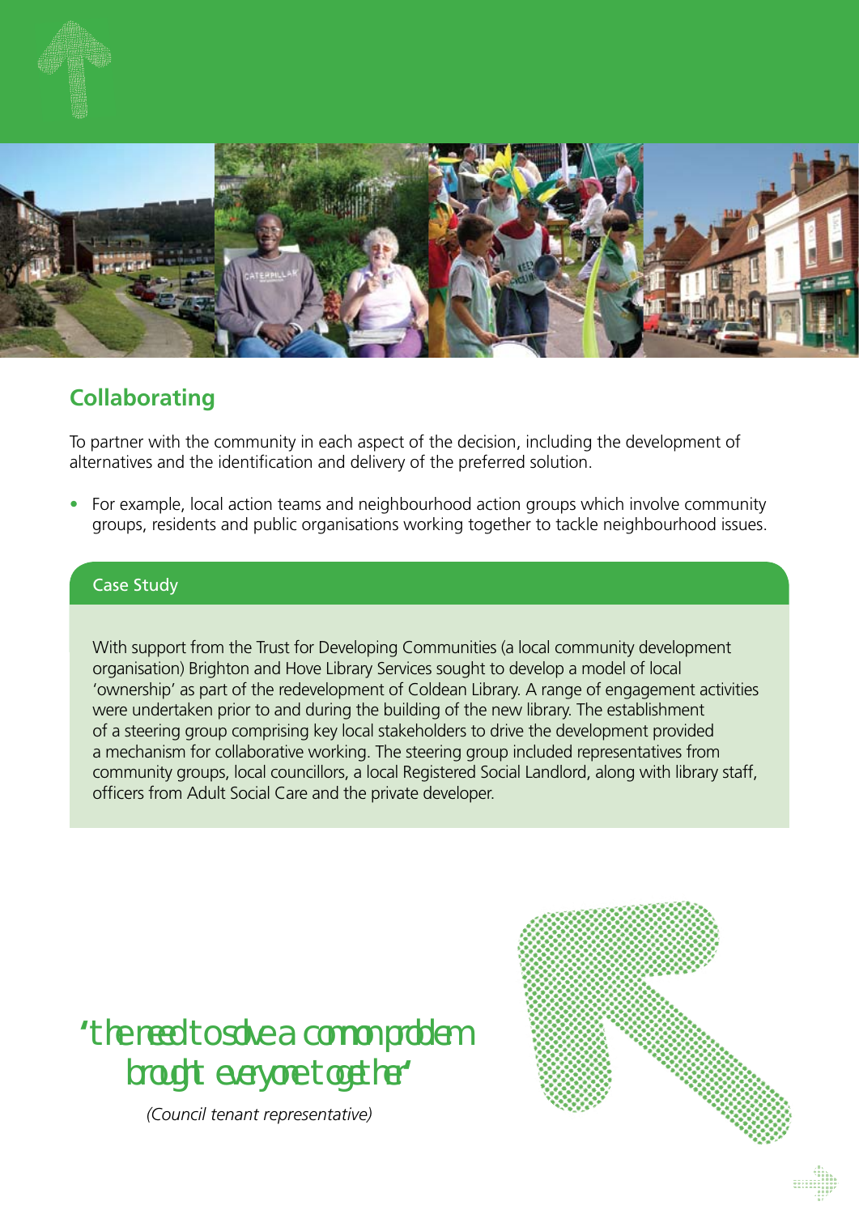## Collaborating

To partner with the community in each aspect of the decision, including the development of alternatives and the identification and delivery of the preferred solution.

- For example, local action teams and neighbourhood action groups which involve community groups, residents and public organisations working together to tackle neighbourhood issues.

### Case Study

With support from the Trust for Developing Communities (a local community development organisation) Brighton and Hove Library Services sought to develop a model of local 'ownership' as part of the redevelopment of Coldean Library. A range of engagement activities were undertaken prior to and during the building of the new library. The establishment of a steering group comprising key local stakeholders to drive the development provided a mechanism for collaborative working. The steering group included representatives from community groups, local councillors, a local Registered Social Landlord, along with library staff, officers from Adult Social Care and the private developer.

'the need to solve a common problem brought everyone together'

*(Council tenant representative)*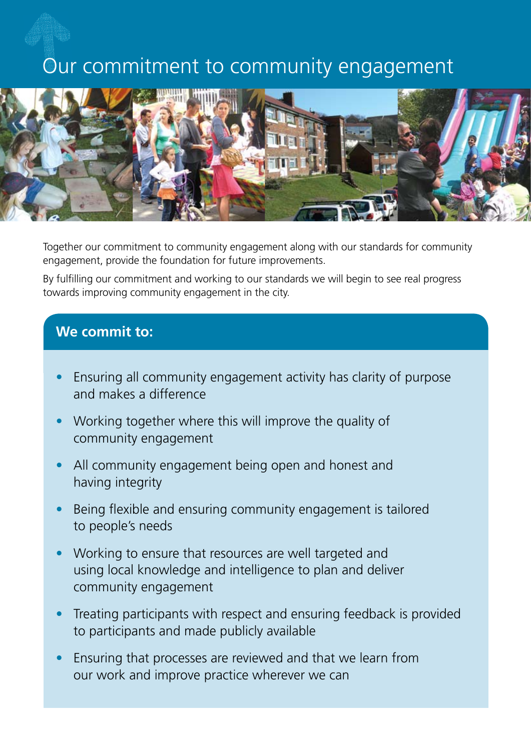# Our commitment to community engagement

Together our commitment to community engagement along with our standards for community engagement, provide the foundation for future improvements.

By fulfilling our commitment and working to our standards we will begin to see real progress towards improving community engagement in the city.

## We commit to:

- Ensuring all community engagement activity has clarity of purpose and makes a difference
- Working together where this will improve the quality of community engagement
- All community engagement being open and honest and having integrity
- Being flexible and ensuring community engagement is tailored to people's needs
- Working to ensure that resources are well targeted and using local knowledge and intelligence to plan and deliver community engagement
- Treating participants with respect and ensuring feedback is provided to participants and made publicly available
- Ensuring that processes are reviewed and that we learn from our work and improve practice wherever we can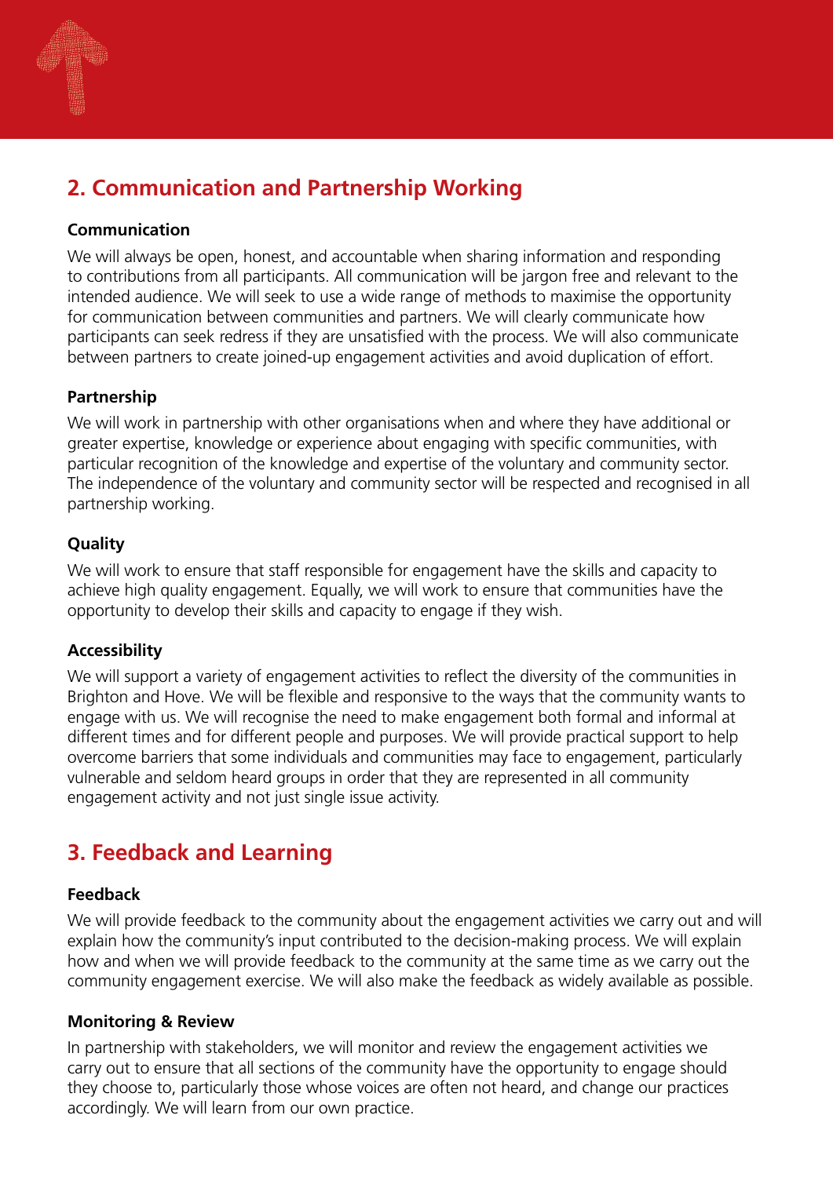## 2. Communication and Partnership Working

### Communication

We will always be open, honest, and accountable when sharing information and responding to contributions from all participants. All communication will be jargon free and relevant to the intended audience. We will seek to use a wide range of methods to maximise the opportunity for communication between communities and partners. We will clearly communicate how participants can seek redress if they are unsatisfied with the process. We will also communicate between partners to create joined-up engagement activities and avoid duplication of effort.

### Partnership

We will work in partnership with other organisations when and where they have additional or greater expertise, knowledge or experience about engaging with specific communities, with particular recognition of the knowledge and expertise of the voluntary and community sector. The independence of the voluntary and community sector will be respected and recognised in all partnership working.

### Quality

We will work to ensure that staff responsible for engagement have the skills and capacity to achieve high quality engagement. Equally, we will work to ensure that communities have the opportunity to develop their skills and capacity to engage if they wish.

### Accessibility

We will support a variety of engagement activities to reflect the diversity of the communities in Brighton and Hove. We will be flexible and responsive to the ways that the community wants to engage with us. We will recognise the need to make engagement both formal and informal at different times and for different people and purposes. We will provide practical support to help overcome barriers that some individuals and communities may face to engagement, particularly vulnerable and seldom heard groups in order that they are represented in all community engagement activity and not just single issue activity.

## 3. Feedback and Learning

### Feedback

We will provide feedback to the community about the engagement activities we carry out and will explain how the community's input contributed to the decision-making process. We will explain how and when we will provide feedback to the community at the same time as we carry out the community engagement exercise. We will also make the feedback as widely available as possible.

### Monitoring & Review

In partnership with stakeholders, we will monitor and review the engagement activities we carry out to ensure that all sections of the community have the opportunity to engage should they choose to, particularly those whose voices are often not heard, and change our practices accordingly. We will learn from our own practice.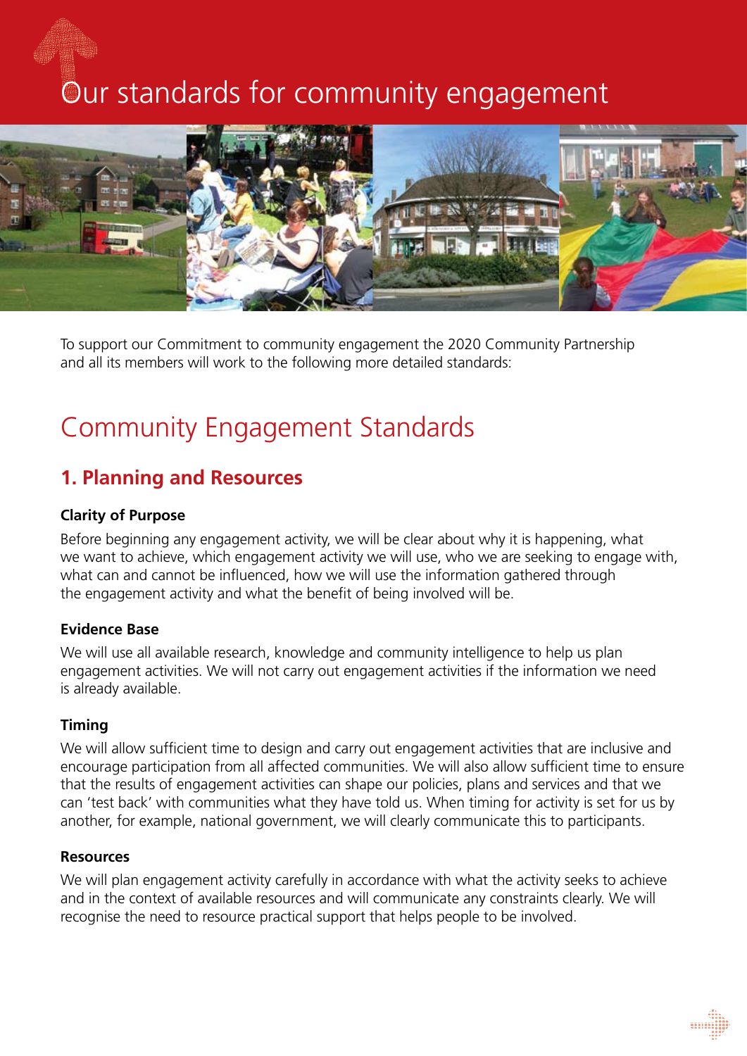# Our standards for community engagement

To support our Commitment to community engagement the 2020 Community Partnership and all its members will work to the following more detailed standards:

## Community Engagement Standards

### 1. Planning and Resources

**Clarity of Purpose**

Before beginning any engagement activity, we will be clear about why it is happening, what we want to achieve, which engagement activity we will use, who we are seeking to engage with, what can and cannot be influenced, how we will use the information gathered through the engagement activity and what the benefit of being involved will be.

**Evidence Base**

We will use all available research, knowledge and community intelligence to help us plan engagement activities. We will not carry out engagement activities if the information we need is already available.

**Timing**

We will allow sufficient time to design and carry out engagement activities that are inclusive and encourage participation from all affected communities. We will also allow sufficient time to ensure that the results of engagement activities can shape our policies, plans and services and that we can 'test back' with communities what they have told us. When timing for activity is set for us by another, for example, national government, we will clearly communicate this to participants.

**Resources**

We will plan engagement activity carefully in accordance with what the activity seeks to achieve and in the context of available resources and will communicate any constraints clearly. We will recognise the need to resource practical support that helps people to be involved.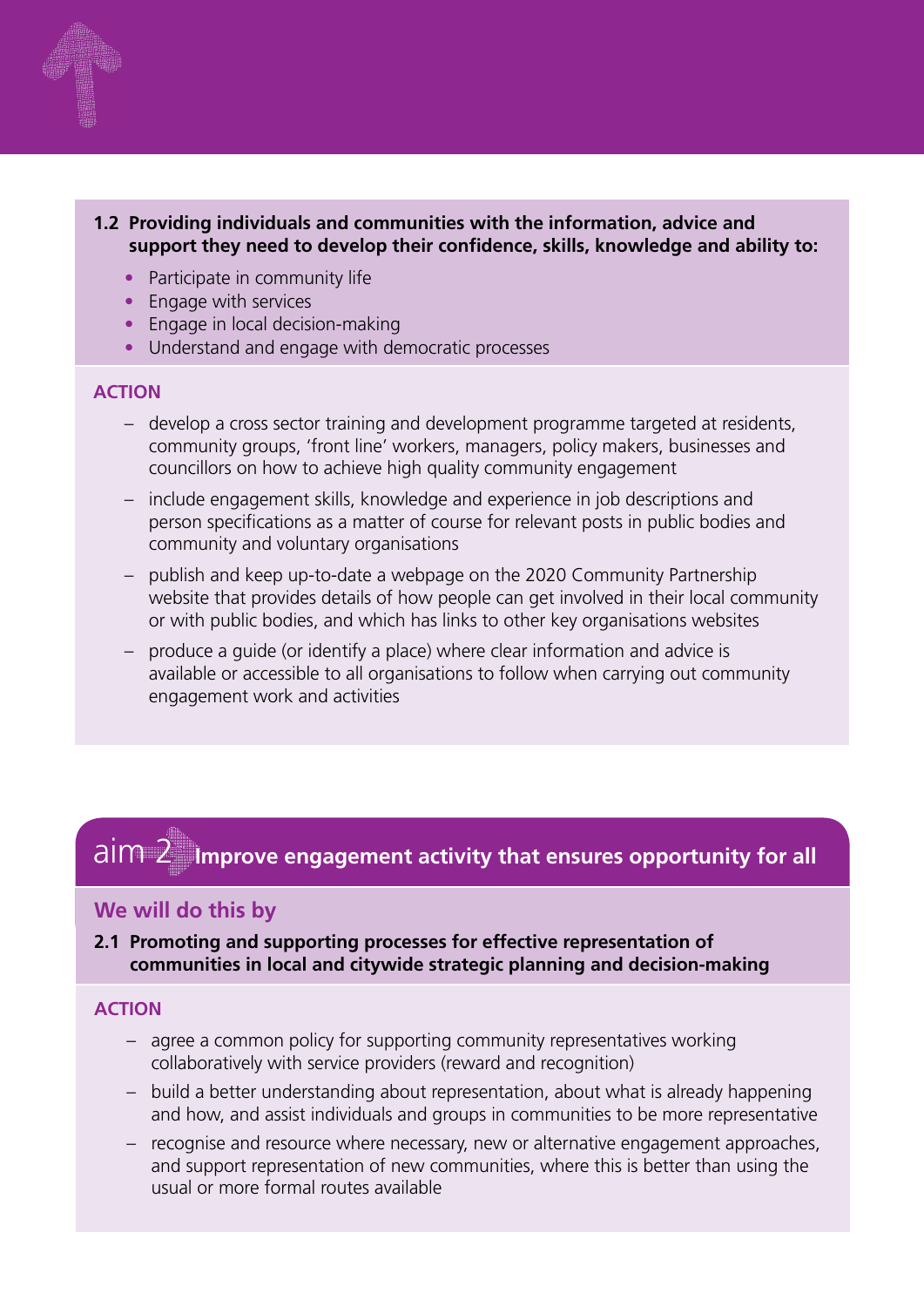**1.2 Providing individuals and communities with the information, advice and support they need to develop their confidence, skills, knowledge and ability to:**

- Participate in community life
- Engage with services
- Engage in local decision-making
- Understand and engage with democratic processes

**ACTION**

- develop a cross sector training and development programme targeted at residents, community groups, 'front line' workers, managers, policy makers, businesses and councillors on how to achieve high quality community engagement
- include engagement skills, knowledge and experience in job descriptions and person specifications as a matter of course for relevant posts in public bodies and community and voluntary organisations
- publish and keep up-to-date a webpage on the 2020 Community Partnership website that provides details of how people can get involved in their local community or with public bodies, and which has links to other key organisations websites
- produce a guide (or identify a place) where clear information and advice is available or accessible to all organisations to follow when carrying out community engagement work and activities

## aim 2 Improve engagement activity that ensures opportunity for all

### We will do this by

**2.1 Promoting and supporting processes for effective representation of communities in local and citywide strategic planning and decision-making**

**ACTION**

- agree a common policy for supporting community representatives working collaboratively with service providers (reward and recognition)
- build a better understanding about representation, about what is already happening and how, and assist individuals and groups in communities to be more representative
- recognise and resource where necessary, new or alternative engagement approaches, and support representation of new communities, where this is better than using the usual or more formal routes available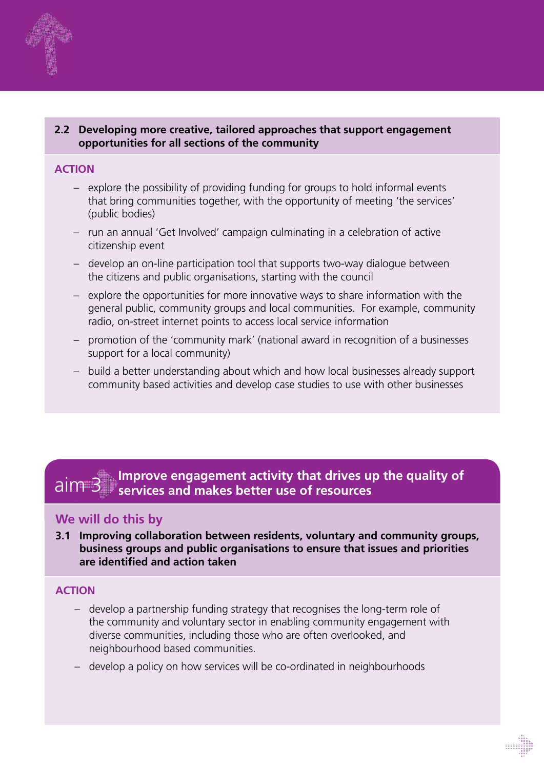**2.2 Developing more creative, tailored approaches that support engagement opportunities for all sections of the community**

**ACTION**

- explore the possibility of providing funding for groups to hold informal events that bring communities together, with the opportunity of meeting 'the services' (public bodies)
- run an annual 'Get Involved' campaign culminating in a celebration of active citizenship event
- develop an on-line participation tool that supports two-way dialogue between the citizens and public organisations, starting with the council
- explore the opportunities for more innovative ways to share information with the general public, community groups and local communities. For example, community radio, on-street internet points to access local service information
- promotion of the 'community mark' (national award in recognition of a businesses support for a local community)
- build a better understanding about which and how local businesses already support community based activities and develop case studies to use with other businesses

## aim 3 Improve engagement activity that drives up the quality of services and makes better use of resources

### We will do this by

**3.1 Improving collaboration between residents, voluntary and community groups, business groups and public organisations to ensure that issues and priorities are identified and action taken**

**ACTION**

- develop a partnership funding strategy that recognises the long-term role of the community and voluntary sector in enabling community engagement with diverse communities, including those who are often overlooked, and neighbourhood based communities.
- develop a policy on how services will be co-ordinated in neighbourhoods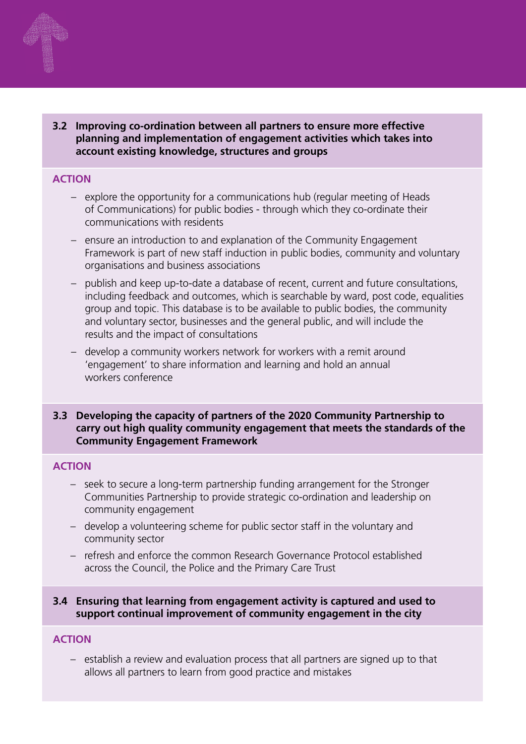### 3.2 Improving co-ordination between all partners to ensure more effective planning and implementation of engagement activities which takes into account existing knowledge, structures and groups

**ACTION**

- explore the opportunity for a communications hub (regular meeting of Heads of Communications) for public bodies - through which they co-ordinate their communications with residents
- ensure an introduction to and explanation of the Community Engagement Framework is part of new staff induction in public bodies, community and voluntary organisations and business associations
- publish and keep up-to-date a database of recent, current and future consultations, including feedback and outcomes, which is searchable by ward, post code, equalities group and topic. This database is to be available to public bodies, the community and voluntary sector, businesses and the general public, and will include the results and the impact of consultations
- develop a community workers network for workers with a remit around 'engagement' to share information and learning and hold an annual workers conference

### 3.3 Developing the capacity of partners of the 2020 Community Partnership to carry out high quality community engagement that meets the standards of the Community Engagement Framework

**ACTION**

- seek to secure a long-term partnership funding arrangement for the Stronger Communities Partnership to provide strategic co-ordination and leadership on community engagement
- develop a volunteering scheme for public sector staff in the voluntary and community sector
- refresh and enforce the common Research Governance Protocol established across the Council, the Police and the Primary Care Trust

### 3.4 Ensuring that learning from engagement activity is captured and used to support continual improvement of community engagement in the city

**ACTION**

- establish a review and evaluation process that all partners are signed up to that allows all partners to learn from good practice and mistakes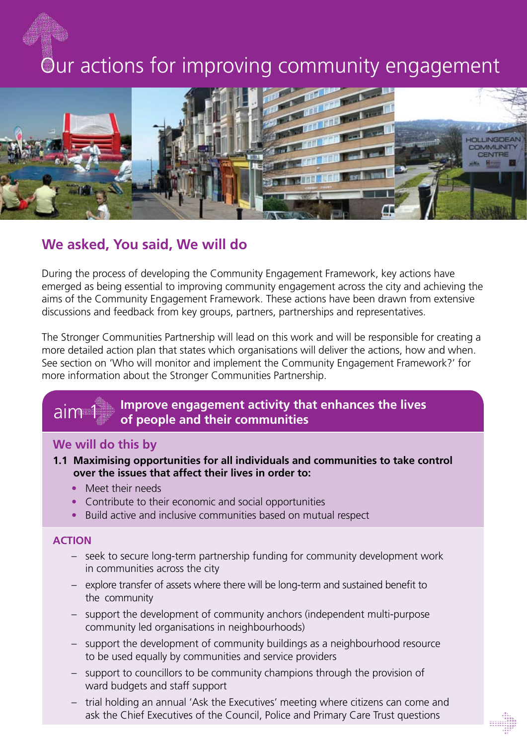# Our actions for improving community engagement

## We asked, You said, We will do

During the process of developing the Community Engagement Framework, key actions have emerged as being essential to improving community engagement across the city and achieving the aims of the Community Engagement Framework. These actions have been drawn from extensive discussions and feedback from key groups, partners, partnerships and representatives.

The Stronger Communities Partnership will lead on this work and will be responsible for creating a more detailed action plan that states which organisations will deliver the actions, how and when. See section on 'Who will monitor and implement the Community Engagement Framework?' for more information about the Stronger Communities Partnership.

## aim 1 Improve engagement activity that enhances the lives of people and their communities

### We will do this by

**1.1 Maximising opportunities for all individuals and communities to take control over the issues that affect their lives in order to:**

- Meet their needs
- Contribute to their economic and social opportunities
- Build active and inclusive communities based on mutual respect

#### ACTION

- seek to secure long-term partnership funding for community development work in communities across the city
- explore transfer of assets where there will be long-term and sustained benefit to the community
- support the development of community anchors (independent multi-purpose community led organisations in neighbourhoods)
- support the development of community buildings as a neighbourhood resource to be used equally by communities and service providers
- support to councillors to be community champions through the provision of ward budgets and staff support
- trial holding an annual 'Ask the Executives' meeting where citizens can come and ask the Chief Executives of the Council, Police and Primary Care Trust questions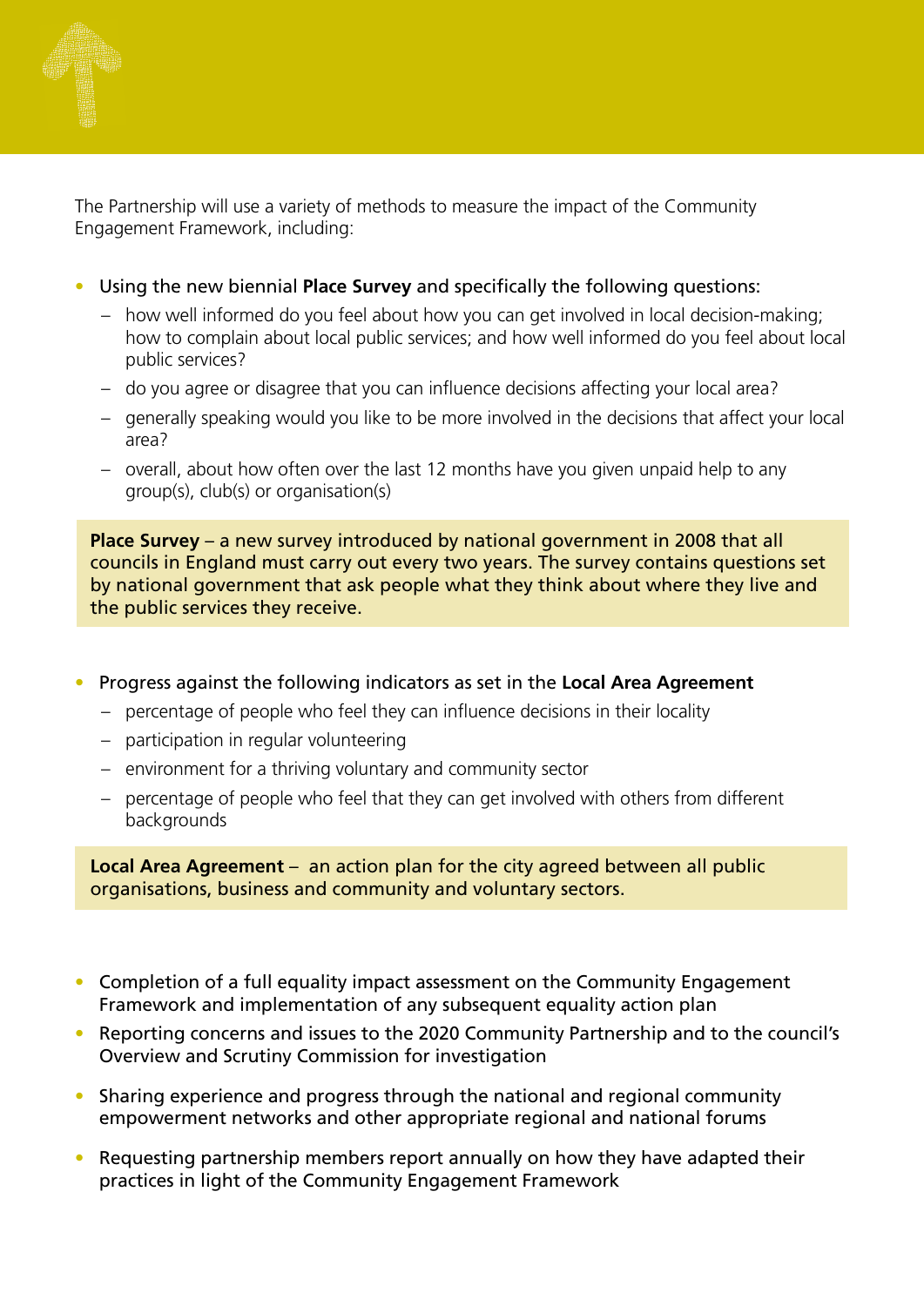The Partnership will use a variety of methods to measure the impact of the Community Engagement Framework, including:

- Using the new biennial **Place Survey** and specifically the following questions:
  - how well informed do you feel about how you can get involved in local decision-making; how to complain about local public services; and how well informed do you feel about local public services?
  - do you agree or disagree that you can influence decisions affecting your local area?
  - generally speaking would you like to be more involved in the decisions that affect your local area?
  - overall, about how often over the last 12 months have you given unpaid help to any group(s), club(s) or organisation(s)

**Place Survey** – a new survey introduced by national government in 2008 that all councils in England must carry out every two years. The survey contains questions set by national government that ask people what they think about where they live and the public services they receive.

- Progress against the following indicators as set in the **Local Area Agreement**
  - percentage of people who feel they can influence decisions in their locality
  - participation in regular volunteering
  - environment for a thriving voluntary and community sector
  - percentage of people who feel that they can get involved with others from different backgrounds

**Local Area Agreement** – an action plan for the city agreed between all public organisations, business and community and voluntary sectors.

- Completion of a full equality impact assessment on the Community Engagement Framework and implementation of any subsequent equality action plan
- Reporting concerns and issues to the 2020 Community Partnership and to the council's Overview and Scrutiny Commission for investigation
- Sharing experience and progress through the national and regional community empowerment networks and other appropriate regional and national forums
- Requesting partnership members report annually on how they have adapted their practices in light of the Community Engagement Framework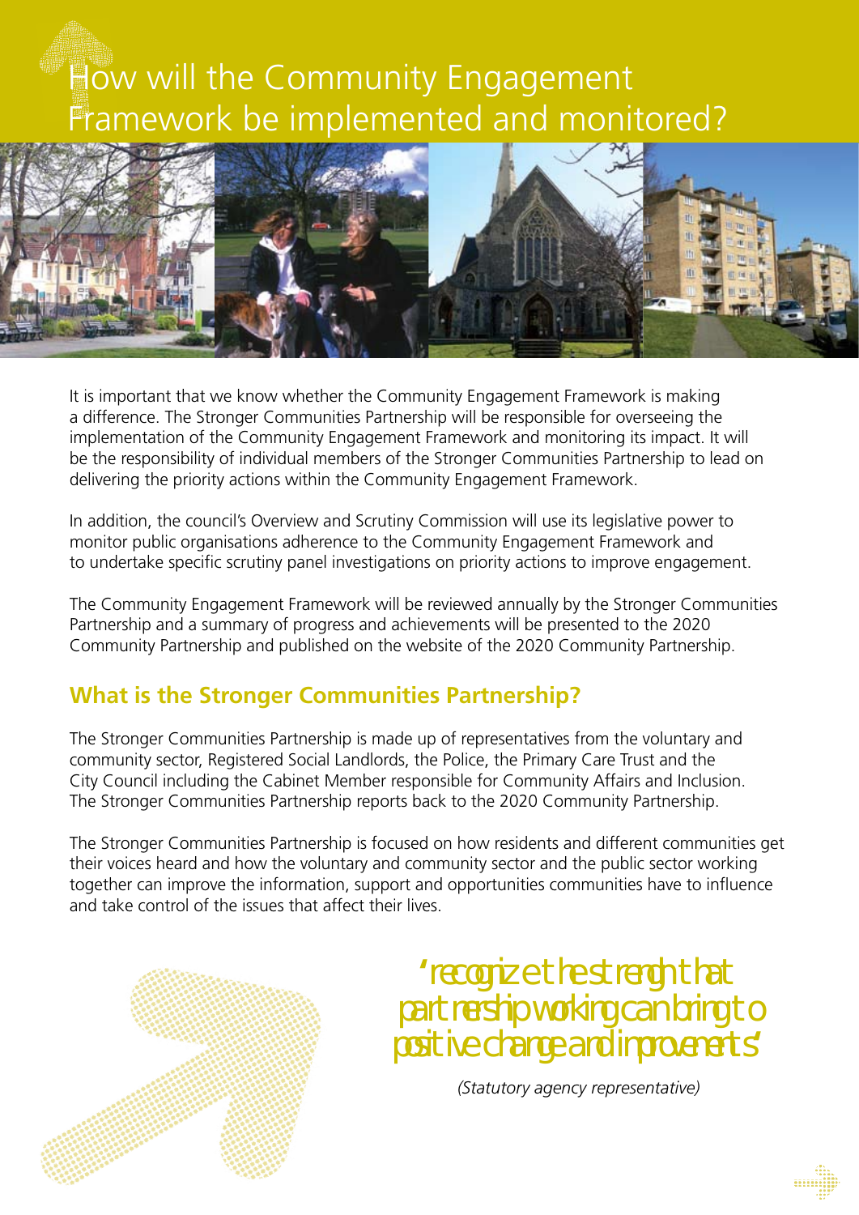# How will the Community Engagement Framework be implemented and monitored?

It is important that we know whether the Community Engagement Framework is making a difference. The Stronger Communities Partnership will be responsible for overseeing the implementation of the Community Engagement Framework and monitoring its impact. It will be the responsibility of individual members of the Stronger Communities Partnership to lead on delivering the priority actions within the Community Engagement Framework.

In addition, the council's Overview and Scrutiny Commission will use its legislative power to monitor public organisations adherence to the Community Engagement Framework and to undertake specific scrutiny panel investigations on priority actions to improve engagement.

The Community Engagement Framework will be reviewed annually by the Stronger Communities Partnership and a summary of progress and achievements will be presented to the 2020 Community Partnership and published on the website of the 2020 Community Partnership.

## What is the Stronger Communities Partnership?

The Stronger Communities Partnership is made up of representatives from the voluntary and community sector, Registered Social Landlords, the Police, the Primary Care Trust and the City Council including the Cabinet Member responsible for Community Affairs and Inclusion. The Stronger Communities Partnership reports back to the 2020 Community Partnership.

The Stronger Communities Partnership is focused on how residents and different communities get their voices heard and how the voluntary and community sector and the public sector working together can improve the information, support and opportunities communities have to influence and take control of the issues that affect their lives.

'recognize the strength that partnership working can bring to positive change and improvements'

*(Statutory agency representative)*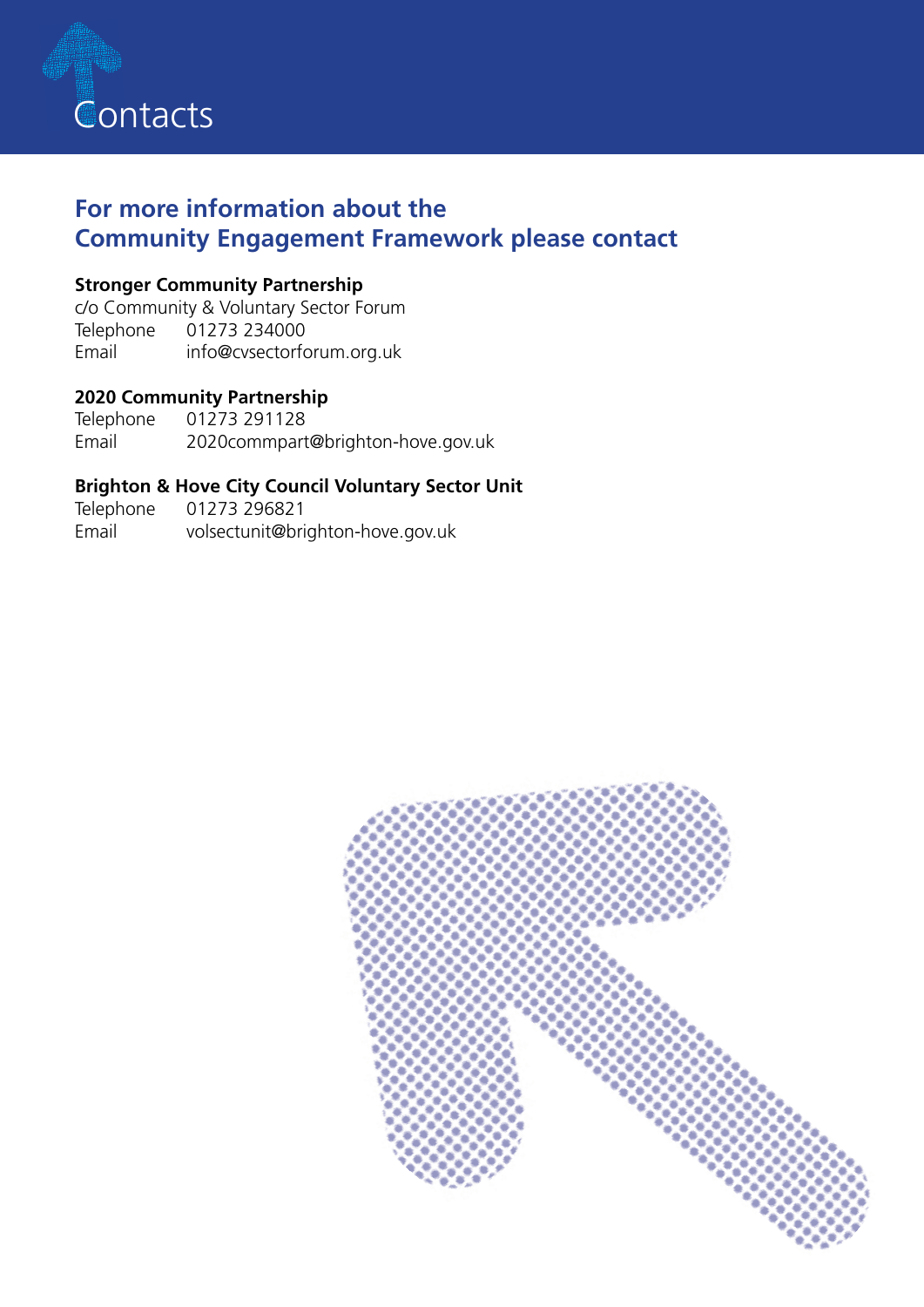# Contacts

## For more information about the Community Engagement Framework please contact

**Stronger Community Partnership**
c/o Community & Voluntary Sector Forum
Telephone 01273 234000
Email info@cvsectorforum.org.uk

**2020 Community Partnership**
Telephone 01273 291128
Email 2020commpart@brighton-hove.gov.uk

**Brighton & Hove City Council Voluntary Sector Unit**
Telephone 01273 296821
Email volsectunit@brighton-hove.gov.uk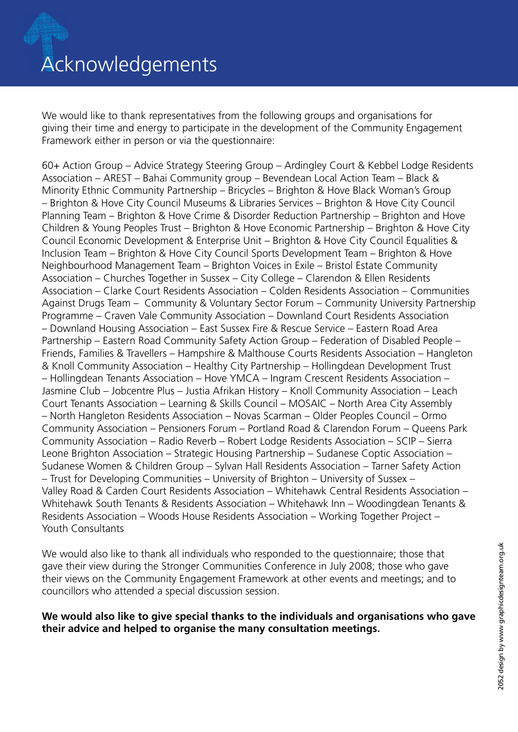# Acknowledgements

We would like to thank representatives from the following groups and organisations for giving their time and energy to participate in the development of the Community Engagement Framework either in person or via the questionnaire:

60+ Action Group – Advice Strategy Steering Group – Ardingley Court & Kebbel Lodge Residents Association – AREST – Bahai Community group – Bevendean Local Action Team – Black & Minority Ethnic Community Partnership – Bricycles – Brighton & Hove Black Woman's Group – Brighton & Hove City Council Museums & Libraries Services – Brighton & Hove City Council Planning Team – Brighton & Hove Crime & Disorder Reduction Partnership – Brighton and Hove Children & Young Peoples Trust – Brighton & Hove Economic Partnership – Brighton & Hove City Council Economic Development & Enterprise Unit – Brighton & Hove City Council Equalities & Inclusion Team – Brighton & Hove City Council Sports Development Team – Brighton & Hove Neighbourhood Management Team – Brighton Voices in Exile – Bristol Estate Community Association – Churches Together in Sussex – City College – Clarendon & Ellen Residents Association – Clarke Court Residents Association – Colden Residents Association – Communities Against Drugs Team – Community & Voluntary Sector Forum – Community University Partnership Programme – Craven Vale Community Association – Downland Court Residents Association – Downland Housing Association – East Sussex Fire & Rescue Service – Eastern Road Area Partnership – Eastern Road Community Safety Action Group – Federation of Disabled People – Friends, Families & Travellers – Hampshire & Malthouse Courts Residents Association – Hangleton & Knoll Community Association – Healthy City Partnership – Hollingdean Development Trust – Hollingdean Tenants Association – Hove YMCA – Ingram Crescent Residents Association – Jasmine Club – Jobcentre Plus – Justia Afrikan History – Knoll Community Association – Leach Court Tenants Association – Learning & Skills Council – MOSAIC – North Area City Assembly – North Hangleton Residents Association – Novas Scarman – Older Peoples Council – Ormo Community Association – Pensioners Forum – Portland Road & Clarendon Forum – Queens Park Community Association – Radio Reverb – Robert Lodge Residents Association – SCIP – Sierra Leone Brighton Association – Strategic Housing Partnership – Sudanese Coptic Association – Sudanese Women & Children Group – Sylvan Hall Residents Association – Tarner Safety Action – Trust for Developing Communities – University of Brighton – University of Sussex – Valley Road & Carden Court Residents Association – Whitehawk Central Residents Association – Whitehawk South Tenants & Residents Association – Whitehawk Inn – Woodingdean Tenants & Residents Association – Woods House Residents Association – Working Together Project – Youth Consultants

We would also like to thank all individuals who responded to the questionnaire; those that gave their view during the Stronger Communities Conference in July 2008; those who gave their views on the Community Engagement Framework at other events and meetings; and to councillors who attended a special discussion session.

**We would also like to give special thanks to the individuals and organisations who gave their advice and helped to organise the many consultation meetings.**

2052 design by www.graphicdesignteam.org.uk